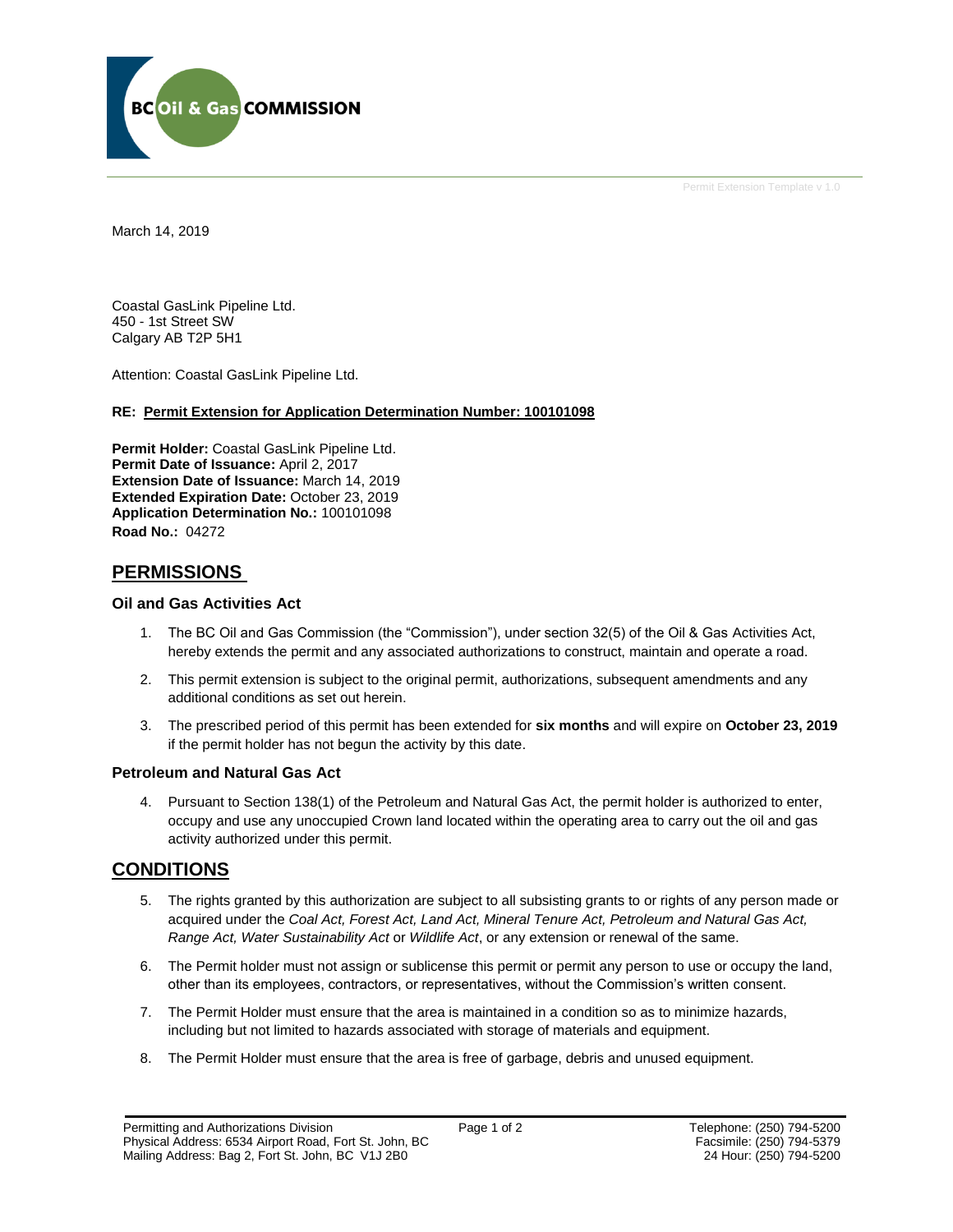Permit Extension Template v 1.0

March 14, 2019

Coastal GasLink Pipeline Ltd.
450 - 1st Street SW
Calgary AB T2P 5H1

Attention: Coastal GasLink Pipeline Ltd.

**RE: Permit Extension for Application Determination Number: 100101098**

**Permit Holder:** Coastal GasLink Pipeline Ltd.
**Permit Date of Issuance:** April 2, 2017
**Extension Date of Issuance:** March 14, 2019
**Extended Expiration Date:** October 23, 2019
**Application Determination No.:** 100101098
**Road No.:** 04272

## PERMISSIONS

### Oil and Gas Activities Act

1. The BC Oil and Gas Commission (the "Commission"), under section 32(5) of the Oil & Gas Activities Act, hereby extends the permit and any associated authorizations to construct, maintain and operate a road.
2. This permit extension is subject to the original permit, authorizations, subsequent amendments and any additional conditions as set out herein.
3. The prescribed period of this permit has been extended for **six months** and will expire on **October 23, 2019** if the permit holder has not begun the activity by this date.

### Petroleum and Natural Gas Act

4. Pursuant to Section 138(1) of the Petroleum and Natural Gas Act, the permit holder is authorized to enter, occupy and use any unoccupied Crown land located within the operating area to carry out the oil and gas activity authorized under this permit.

## CONDITIONS

5. The rights granted by this authorization are subject to all subsisting grants to or rights of any person made or acquired under the *Coal Act, Forest Act, Land Act, Mineral Tenure Act, Petroleum and Natural Gas Act, Range Act, Water Sustainability Act* or *Wildlife Act*, or any extension or renewal of the same.
6. The Permit holder must not assign or sublicense this permit or permit any person to use or occupy the land, other than its employees, contractors, or representatives, without the Commission's written consent.
7. The Permit Holder must ensure that the area is maintained in a condition so as to minimize hazards, including but not limited to hazards associated with storage of materials and equipment.
8. The Permit Holder must ensure that the area is free of garbage, debris and unused equipment.

Permitting and Authorizations Division
Physical Address: 6534 Airport Road, Fort St. John, BC
Mailing Address: Bag 2, Fort St. John, BC V1J 2B0

Telephone: (250) 794-5200
Facsimile: (250) 794-5379
24 Hour: (250) 794-5200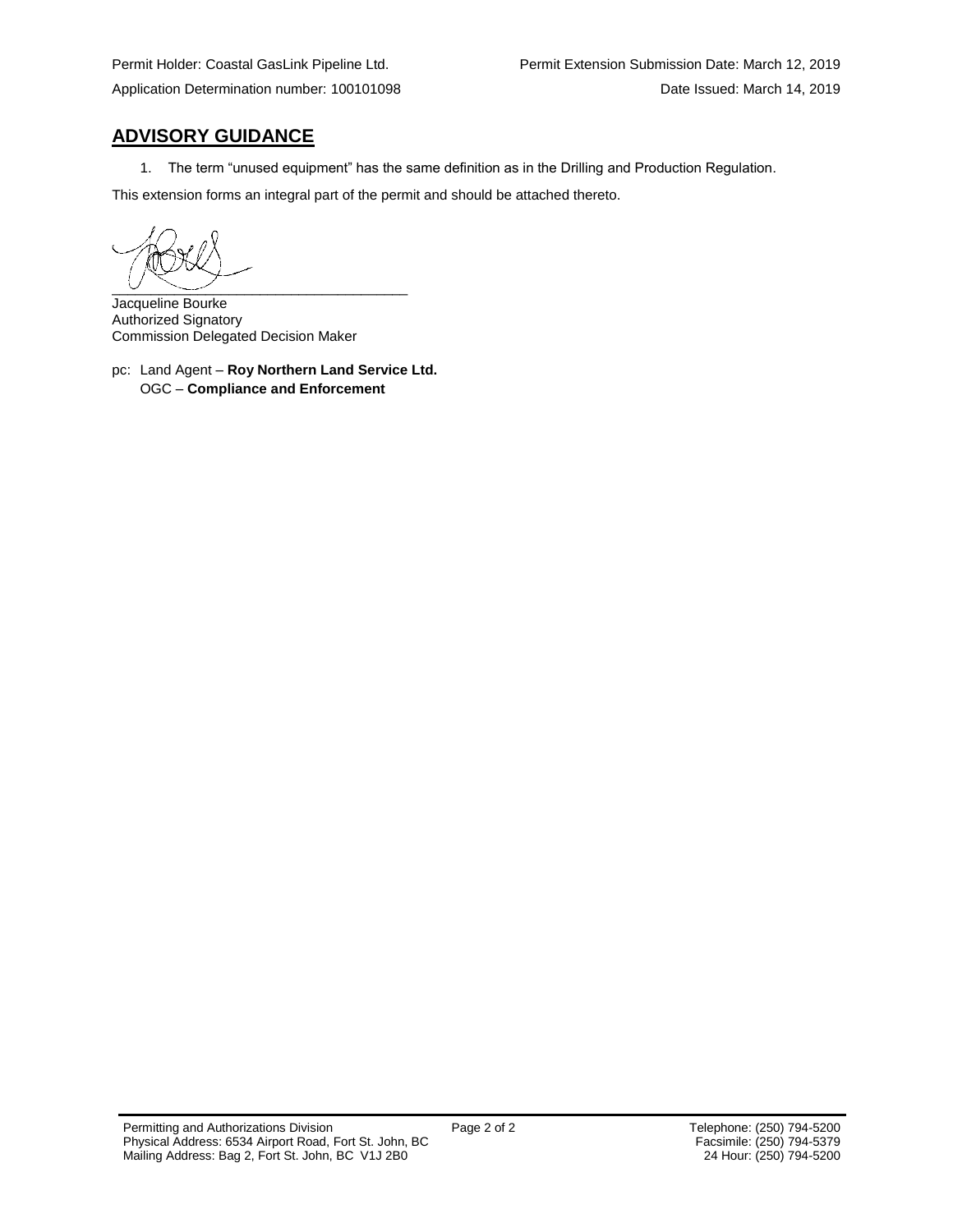Permit Holder: Coastal GasLink Pipeline Ltd.  
Application Determination number: 100101098

Permit Extension Submission Date: March 12, 2019  
Date Issued: March 14, 2019

## ADVISORY GUIDANCE

1. The term "unused equipment" has the same definition as in the Drilling and Production Regulation.

This extension forms an integral part of the permit and should be attached thereto.

\_\_\_\_\_\_\_\_\_\_\_\_\_\_\_\_\_\_\_\_\_\_\_\_\_\_\_\_\_\_\_\_\_\_\_\_

Jacqueline Bourke  
Authorized Signatory  
Commission Delegated Decision Maker

pc: Land Agent – **Roy Northern Land Service Ltd.**  
OGC – **Compliance and Enforcement**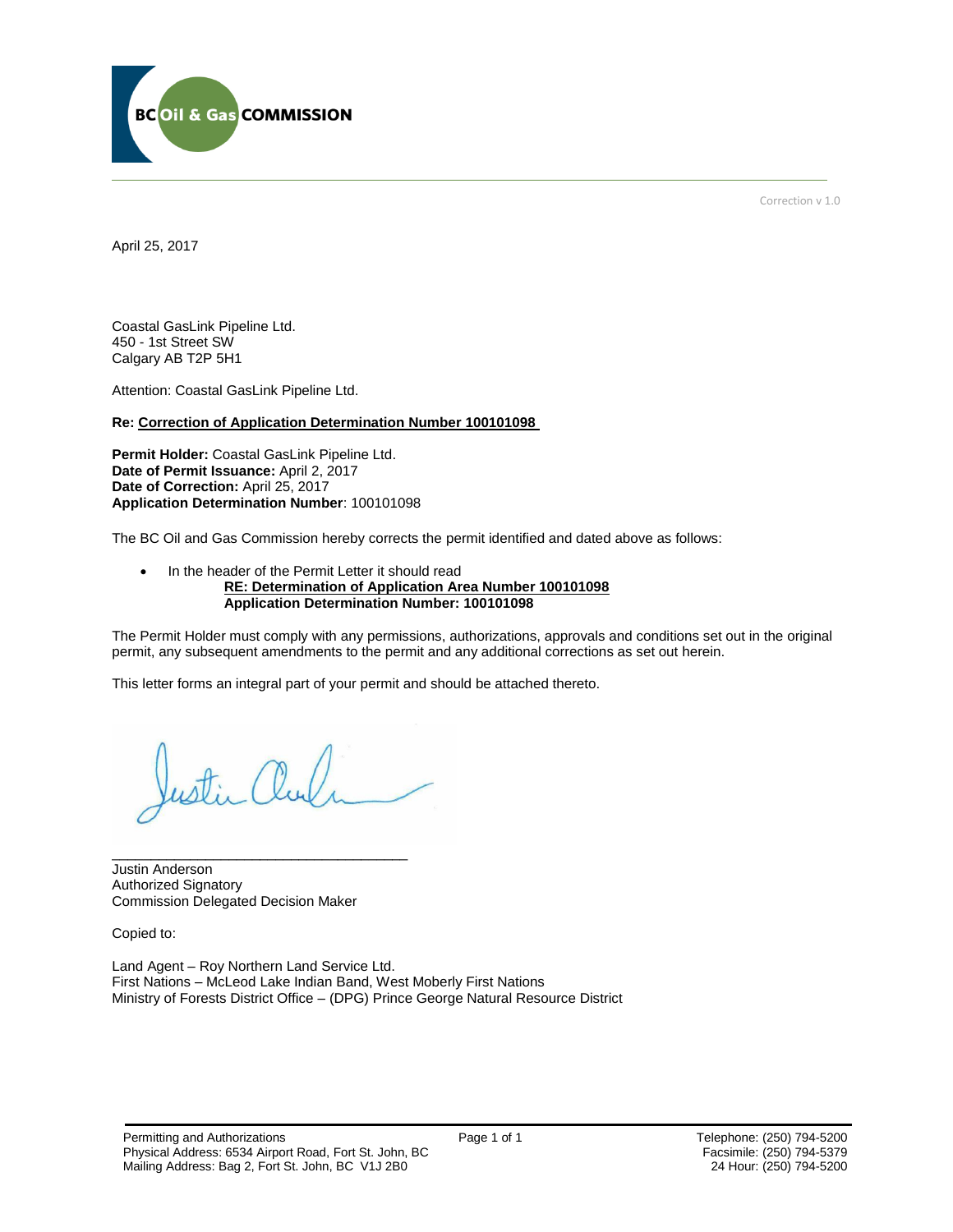Correction v 1.0

April 25, 2017

Coastal GasLink Pipeline Ltd.
450 - 1st Street SW
Calgary AB T2P 5H1

Attention: Coastal GasLink Pipeline Ltd.

**Re: Correction of Application Determination Number 100101098**

**Permit Holder:** Coastal GasLink Pipeline Ltd.
**Date of Permit Issuance:** April 2, 2017
**Date of Correction:** April 25, 2017
**Application Determination Number**: 100101098

The BC Oil and Gas Commission hereby corrects the permit identified and dated above as follows:

- In the header of the Permit Letter it should read
  **RE: Determination of Application Area Number 100101098**
  **Application Determination Number: 100101098**

The Permit Holder must comply with any permissions, authorizations, approvals and conditions set out in the original permit, any subsequent amendments to the permit and any additional corrections as set out herein.

This letter forms an integral part of your permit and should be attached thereto.

Justin Anderson
Authorized Signatory
Commission Delegated Decision Maker

Copied to:

Land Agent – Roy Northern Land Service Ltd.
First Nations – McLeod Lake Indian Band, West Moberly First Nations
Ministry of Forests District Office – (DPG) Prince George Natural Resource District

Permitting and Authorizations
Physical Address: 6534 Airport Road, Fort St. John, BC
Mailing Address: Bag 2, Fort St. John, BC V1J 2B0

Telephone: (250) 794-5200
Facsimile: (250) 794-5379
24 Hour: (250) 794-5200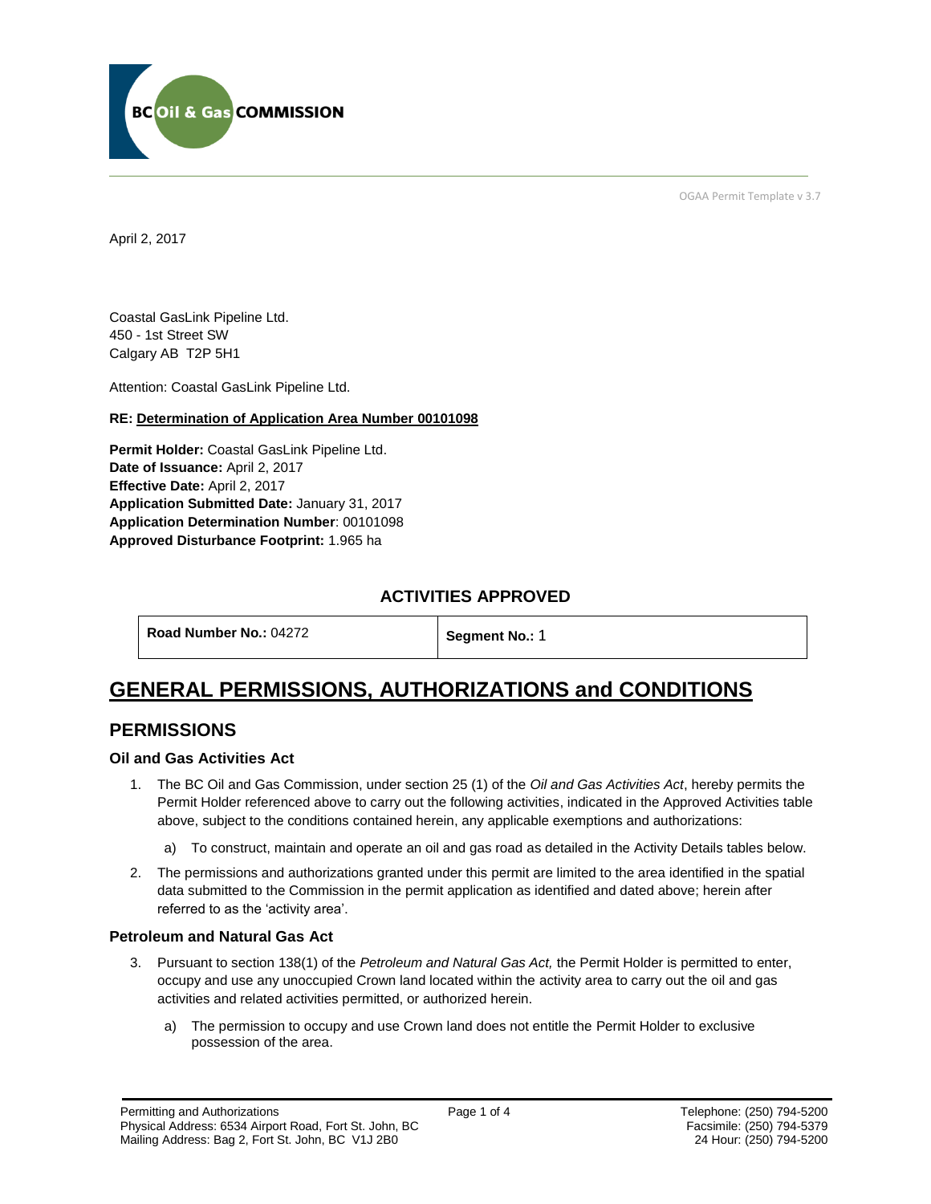OGAA Permit Template v 3.7

April 2, 2017

Coastal GasLink Pipeline Ltd.
450 - 1st Street SW
Calgary AB T2P 5H1

Attention: Coastal GasLink Pipeline Ltd.

**RE: Determination of Application Area Number 00101098**

**Permit Holder:** Coastal GasLink Pipeline Ltd.
**Date of Issuance:** April 2, 2017
**Effective Date:** April 2, 2017
**Application Submitted Date:** January 31, 2017
**Application Determination Number**: 00101098
**Approved Disturbance Footprint:** 1.965 ha

## ACTIVITIES APPROVED

| **Road Number No.:** 04272 | **Segment No.:** 1 |
|---|---|

# GENERAL PERMISSIONS, AUTHORIZATIONS and CONDITIONS

## PERMISSIONS

### Oil and Gas Activities Act

1. The BC Oil and Gas Commission, under section 25 (1) of the *Oil and Gas Activities Act*, hereby permits the Permit Holder referenced above to carry out the following activities, indicated in the Approved Activities table above, subject to the conditions contained herein, any applicable exemptions and authorizations:
   a) To construct, maintain and operate an oil and gas road as detailed in the Activity Details tables below.
2. The permissions and authorizations granted under this permit are limited to the area identified in the spatial data submitted to the Commission in the permit application as identified and dated above; herein after referred to as the 'activity area'.

### Petroleum and Natural Gas Act

3. Pursuant to section 138(1) of the *Petroleum and Natural Gas Act,* the Permit Holder is permitted to enter, occupy and use any unoccupied Crown land located within the activity area to carry out the oil and gas activities and related activities permitted, or authorized herein.
   a) The permission to occupy and use Crown land does not entitle the Permit Holder to exclusive possession of the area.

Permitting and Authorizations
Physical Address: 6534 Airport Road, Fort St. John, BC
Mailing Address: Bag 2, Fort St. John, BC V1J 2B0

Telephone: (250) 794-5200
Facsimile: (250) 794-5379
24 Hour: (250) 794-5200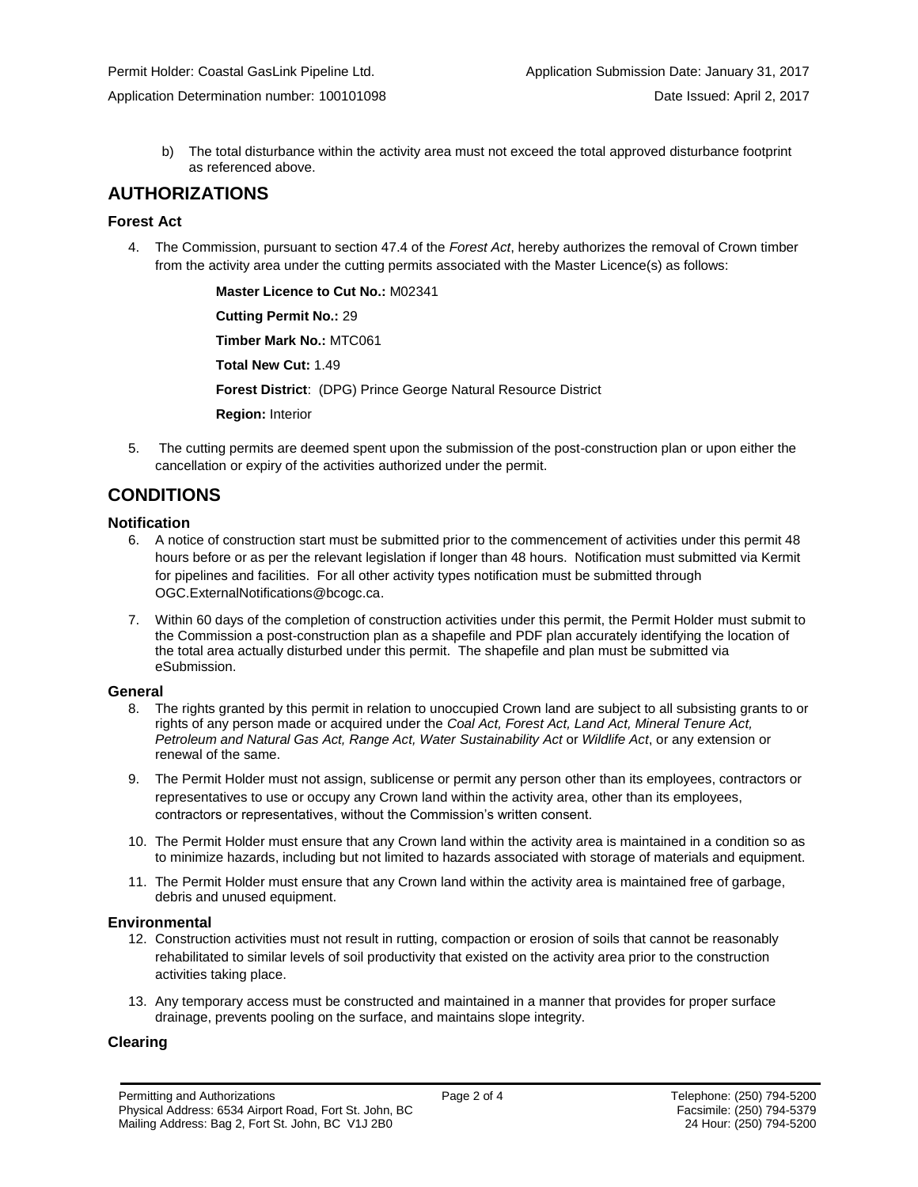b) The total disturbance within the activity area must not exceed the total approved disturbance footprint as referenced above.

## AUTHORIZATIONS

### Forest Act

4. The Commission, pursuant to section 47.4 of the *Forest Act*, hereby authorizes the removal of Crown timber from the activity area under the cutting permits associated with the Master Licence(s) as follows:

   **Master Licence to Cut No.:** M02341

   **Cutting Permit No.:** 29

   **Timber Mark No.:** MTC061

   **Total New Cut:** 1.49

   **Forest District**: (DPG) Prince George Natural Resource District

   **Region:** Interior

5. The cutting permits are deemed spent upon the submission of the post-construction plan or upon either the cancellation or expiry of the activities authorized under the permit.

## CONDITIONS

### Notification

6. A notice of construction start must be submitted prior to the commencement of activities under this permit 48 hours before or as per the relevant legislation if longer than 48 hours. Notification must submitted via Kermit for pipelines and facilities. For all other activity types notification must be submitted through OGC.ExternalNotifications@bcogc.ca.

7. Within 60 days of the completion of construction activities under this permit, the Permit Holder must submit to the Commission a post-construction plan as a shapefile and PDF plan accurately identifying the location of the total area actually disturbed under this permit. The shapefile and plan must be submitted via eSubmission.

### General

8. The rights granted by this permit in relation to unoccupied Crown land are subject to all subsisting grants to or rights of any person made or acquired under the *Coal Act, Forest Act, Land Act, Mineral Tenure Act, Petroleum and Natural Gas Act, Range Act, Water Sustainability Act* or *Wildlife Act*, or any extension or renewal of the same.

9. The Permit Holder must not assign, sublicense or permit any person other than its employees, contractors or representatives to use or occupy any Crown land within the activity area, other than its employees, contractors or representatives, without the Commission's written consent.

10. The Permit Holder must ensure that any Crown land within the activity area is maintained in a condition so as to minimize hazards, including but not limited to hazards associated with storage of materials and equipment.

11. The Permit Holder must ensure that any Crown land within the activity area is maintained free of garbage, debris and unused equipment.

### Environmental

12. Construction activities must not result in rutting, compaction or erosion of soils that cannot be reasonably rehabilitated to similar levels of soil productivity that existed on the activity area prior to the construction activities taking place.

13. Any temporary access must be constructed and maintained in a manner that provides for proper surface drainage, prevents pooling on the surface, and maintains slope integrity.

### Clearing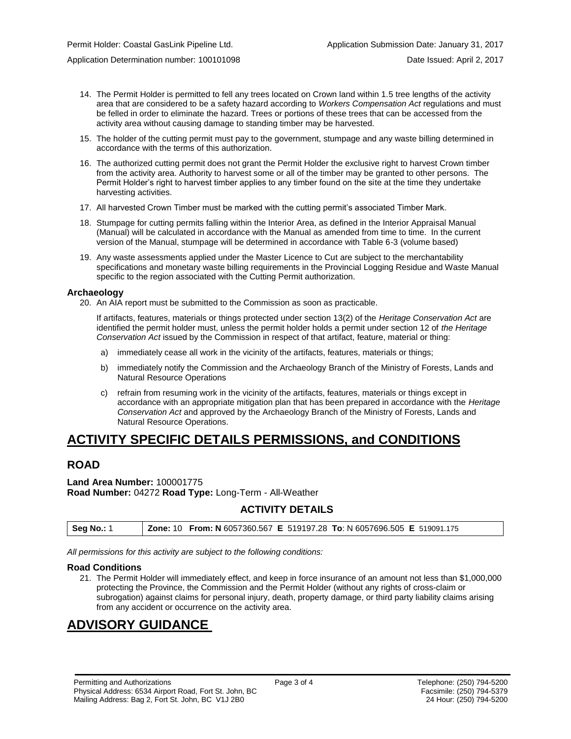14. The Permit Holder is permitted to fell any trees located on Crown land within 1.5 tree lengths of the activity area that are considered to be a safety hazard according to *Workers Compensation Act* regulations and must be felled in order to eliminate the hazard. Trees or portions of these trees that can be accessed from the activity area without causing damage to standing timber may be harvested.

15. The holder of the cutting permit must pay to the government, stumpage and any waste billing determined in accordance with the terms of this authorization.

16. The authorized cutting permit does not grant the Permit Holder the exclusive right to harvest Crown timber from the activity area. Authority to harvest some or all of the timber may be granted to other persons. The Permit Holder's right to harvest timber applies to any timber found on the site at the time they undertake harvesting activities.

17. All harvested Crown Timber must be marked with the cutting permit's associated Timber Mark.

18. Stumpage for cutting permits falling within the Interior Area, as defined in the Interior Appraisal Manual (Manual) will be calculated in accordance with the Manual as amended from time to time. In the current version of the Manual, stumpage will be determined in accordance with Table 6-3 (volume based)

19. Any waste assessments applied under the Master Licence to Cut are subject to the merchantability specifications and monetary waste billing requirements in the Provincial Logging Residue and Waste Manual specific to the region associated with the Cutting Permit authorization.

### Archaeology

20. An AIA report must be submitted to the Commission as soon as practicable.

    If artifacts, features, materials or things protected under section 13(2) of the *Heritage Conservation Act* are identified the permit holder must, unless the permit holder holds a permit under section 12 of *the Heritage Conservation Act* issued by the Commission in respect of that artifact, feature, material or thing:

    a) immediately cease all work in the vicinity of the artifacts, features, materials or things;

    b) immediately notify the Commission and the Archaeology Branch of the Ministry of Forests, Lands and Natural Resource Operations

    c) refrain from resuming work in the vicinity of the artifacts, features, materials or things except in accordance with an appropriate mitigation plan that has been prepared in accordance with the *Heritage Conservation Act* and approved by the Archaeology Branch of the Ministry of Forests, Lands and Natural Resource Operations.

# ACTIVITY SPECIFIC DETAILS PERMISSIONS, and CONDITIONS

## ROAD

**Land Area Number:** 100001775
**Road Number:** 04272 **Road Type:** Long-Term - All-Weather

### ACTIVITY DETAILS

| **Seg No.:** 1 | **Zone:** 10 **From: N** 6057360.567 **E** 519197.28 **To**: N 6057696.505 **E** 519091.175 |
|---|---|

*All permissions for this activity are subject to the following conditions:*

### Road Conditions

21. The Permit Holder will immediately effect, and keep in force insurance of an amount not less than $1,000,000 protecting the Province, the Commission and the Permit Holder (without any rights of cross-claim or subrogation) against claims for personal injury, death, property damage, or third party liability claims arising from any accident or occurrence on the activity area.

# ADVISORY GUIDANCE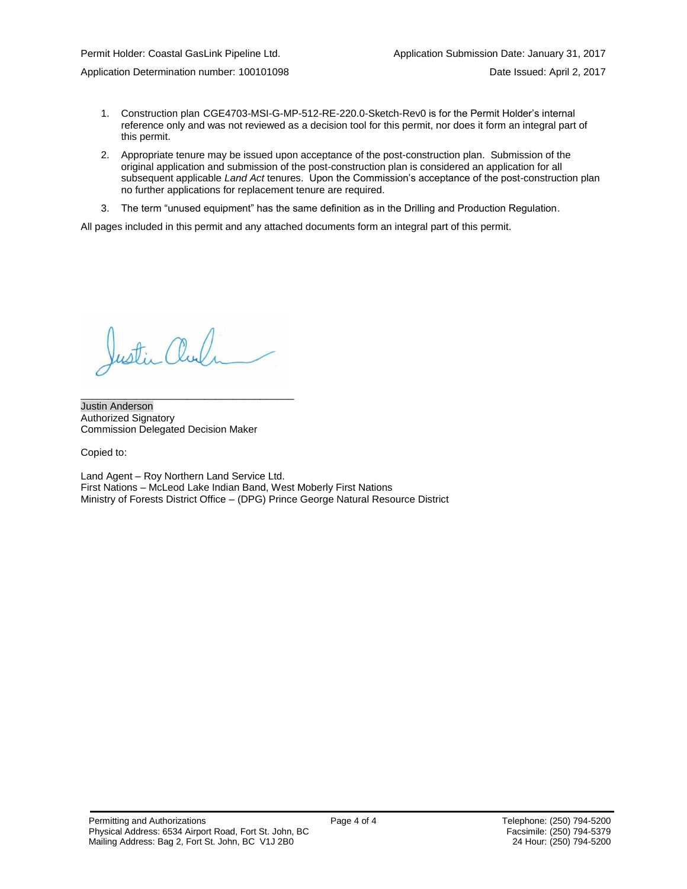1. Construction plan CGE4703-MSI-G-MP-512-RE-220.0-Sketch-Rev0 is for the Permit Holder's internal reference only and was not reviewed as a decision tool for this permit, nor does it form an integral part of this permit.
2. Appropriate tenure may be issued upon acceptance of the post-construction plan. Submission of the original application and submission of the post-construction plan is considered an application for all subsequent applicable *Land Act* tenures. Upon the Commission's acceptance of the post-construction plan no further applications for replacement tenure are required.
3. The term "unused equipment" has the same definition as in the Drilling and Production Regulation.

All pages included in this permit and any attached documents form an integral part of this permit.

\_\_\_\_\_\_\_\_\_\_\_\_\_\_\_\_\_\_\_\_\_\_\_\_\_\_\_\_\_\_\_\_\_\_\_\_\_\_\_

Justin Anderson
Authorized Signatory
Commission Delegated Decision Maker

Copied to:

Land Agent – Roy Northern Land Service Ltd.
First Nations – McLeod Lake Indian Band, West Moberly First Nations
Ministry of Forests District Office – (DPG) Prince George Natural Resource District